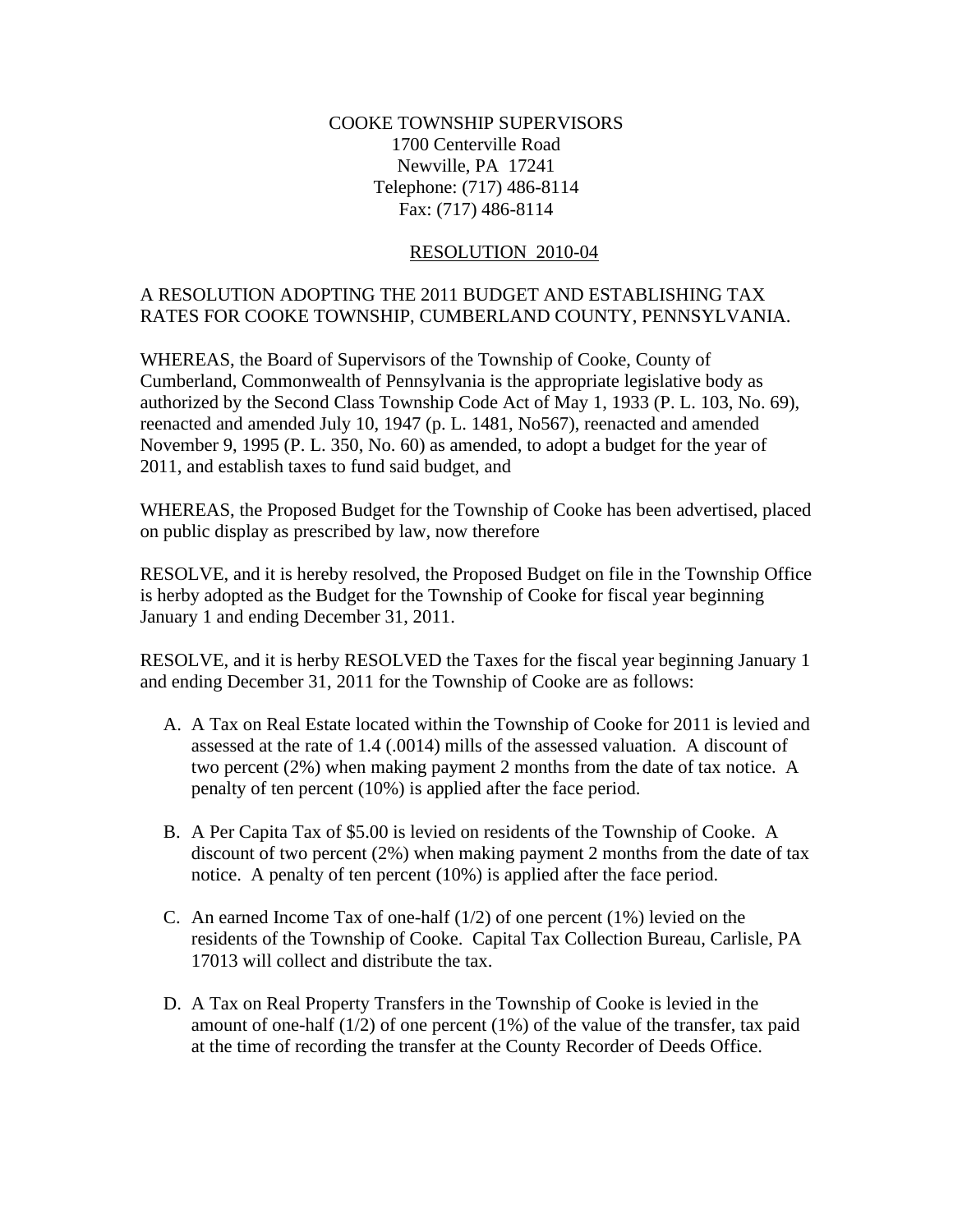COOKE TOWNSHIP SUPERVISORS
1700 Centerville Road
Newville, PA 17241
Telephone: (717) 486-8114
Fax: (717) 486-8114

RESOLUTION 2010-04

A RESOLUTION ADOPTING THE 2011 BUDGET AND ESTABLISHING TAX RATES FOR COOKE TOWNSHIP, CUMBERLAND COUNTY, PENNSYLVANIA.

WHEREAS, the Board of Supervisors of the Township of Cooke, County of Cumberland, Commonwealth of Pennsylvania is the appropriate legislative body as authorized by the Second Class Township Code Act of May 1, 1933 (P. L. 103, No. 69), reenacted and amended July 10, 1947 (p. L. 1481, No567), reenacted and amended November 9, 1995 (P. L. 350, No. 60) as amended, to adopt a budget for the year of 2011, and establish taxes to fund said budget, and

WHEREAS, the Proposed Budget for the Township of Cooke has been advertised, placed on public display as prescribed by law, now therefore

RESOLVE, and it is hereby resolved, the Proposed Budget on file in the Township Office is herby adopted as the Budget for the Township of Cooke for fiscal year beginning January 1 and ending December 31, 2011.

RESOLVE, and it is herby RESOLVED the Taxes for the fiscal year beginning January 1 and ending December 31, 2011 for the Township of Cooke are as follows:

A. A Tax on Real Estate located within the Township of Cooke for 2011 is levied and assessed at the rate of 1.4 (.0014) mills of the assessed valuation. A discount of two percent (2%) when making payment 2 months from the date of tax notice. A penalty of ten percent (10%) is applied after the face period.

B. A Per Capita Tax of $5.00 is levied on residents of the Township of Cooke. A discount of two percent (2%) when making payment 2 months from the date of tax notice. A penalty of ten percent (10%) is applied after the face period.

C. An earned Income Tax of one-half (1/2) of one percent (1%) levied on the residents of the Township of Cooke. Capital Tax Collection Bureau, Carlisle, PA 17013 will collect and distribute the tax.

D. A Tax on Real Property Transfers in the Township of Cooke is levied in the amount of one-half (1/2) of one percent (1%) of the value of the transfer, tax paid at the time of recording the transfer at the County Recorder of Deeds Office.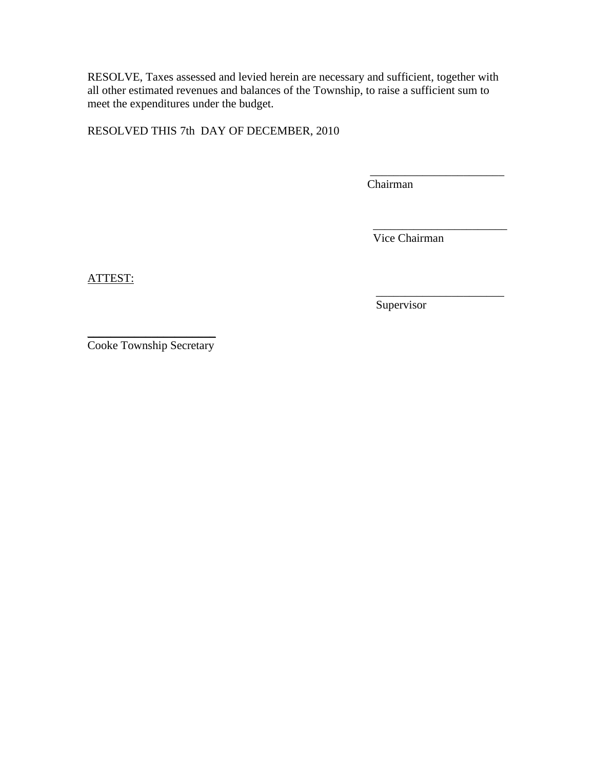RESOLVE, Taxes assessed and levied herein are necessary and sufficient, together with all other estimated revenues and balances of the Township, to raise a sufficient sum to meet the expenditures under the budget.

RESOLVED THIS 7th DAY OF DECEMBER, 2010

_______________________
Chairman

_______________________
Vice Chairman

ATTEST:

_______________________
Supervisor

_______________________
Cooke Township Secretary